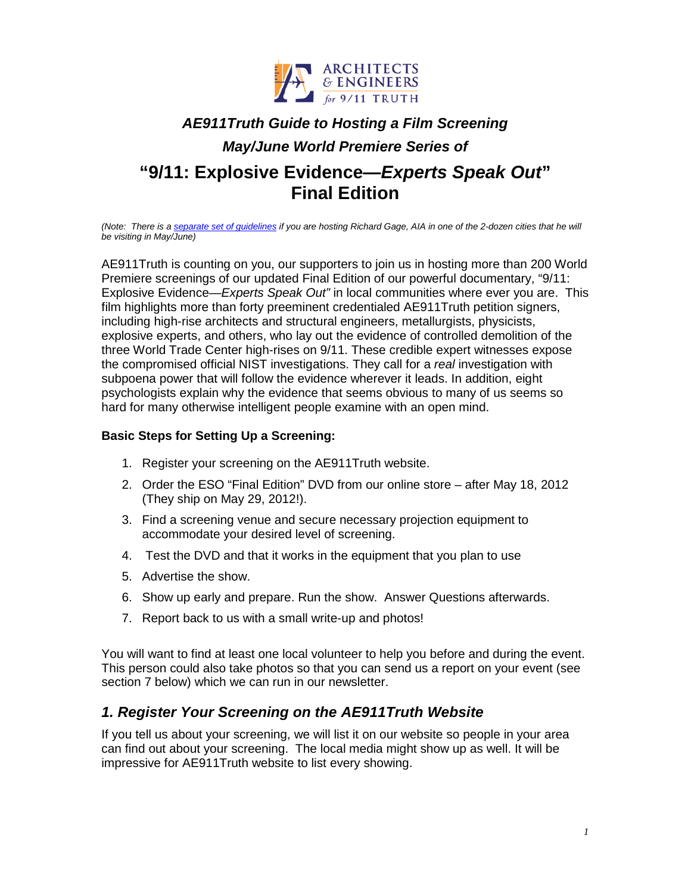ARCHITECTS & ENGINEERS for 9/11 TRUTH

## *AE911Truth Guide to Hosting a Film Screening*

## *May/June World Premiere Series of*

# "9/11: Explosive Evidence—*Experts Speak Out*" Final Edition

*(Note: There is a separate set of guidelines if you are hosting Richard Gage, AIA in one of the 2-dozen cities that he will be visiting in May/June)*

AE911Truth is counting on you, our supporters to join us in hosting more than 200 World Premiere screenings of our updated Final Edition of our powerful documentary, "9/11: Explosive Evidence—*Experts Speak Out"* in local communities where ever you are. This film highlights more than forty preeminent credentialed AE911Truth petition signers, including high-rise architects and structural engineers, metallurgists, physicists, explosive experts, and others, who lay out the evidence of controlled demolition of the three World Trade Center high-rises on 9/11. These credible expert witnesses expose the compromised official NIST investigations. They call for a *real* investigation with subpoena power that will follow the evidence wherever it leads. In addition, eight psychologists explain why the evidence that seems obvious to many of us seems so hard for many otherwise intelligent people examine with an open mind.

**Basic Steps for Setting Up a Screening:**

1. Register your screening on the AE911Truth website.
2. Order the ESO "Final Edition" DVD from our online store – after May 18, 2012 (They ship on May 29, 2012!).
3. Find a screening venue and secure necessary projection equipment to accommodate your desired level of screening.
4. Test the DVD and that it works in the equipment that you plan to use
5. Advertise the show.
6. Show up early and prepare. Run the show. Answer Questions afterwards.
7. Report back to us with a small write-up and photos!

You will want to find at least one local volunteer to help you before and during the event. This person could also take photos so that you can send us a report on your event (see section 7 below) which we can run in our newsletter.

## *1. Register Your Screening on the AE911Truth Website*

If you tell us about your screening, we will list it on our website so people in your area can find out about your screening. The local media might show up as well. It will be impressive for AE911Truth website to list every showing.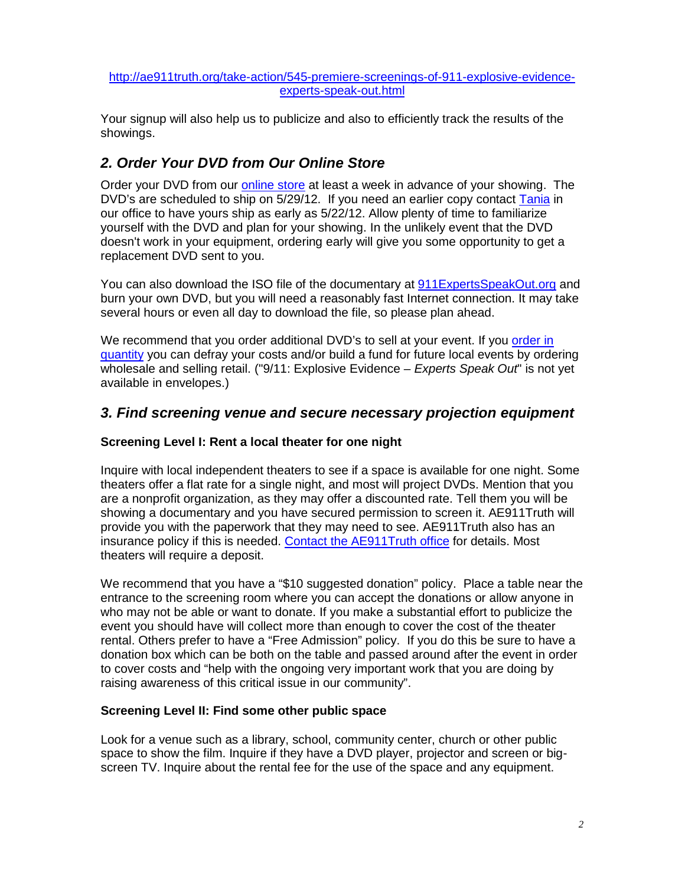http://ae911truth.org/take-action/545-premiere-screenings-of-911-explosive-evidence-experts-speak-out.html

Your signup will also help us to publicize and also to efficiently track the results of the showings.

## *2. Order Your DVD from Our Online Store*

Order your DVD from our online store at least a week in advance of your showing. The DVD's are scheduled to ship on 5/29/12. If you need an earlier copy contact Tania in our office to have yours ship as early as 5/22/12. Allow plenty of time to familiarize yourself with the DVD and plan for your showing. In the unlikely event that the DVD doesn't work in your equipment, ordering early will give you some opportunity to get a replacement DVD sent to you.

You can also download the ISO file of the documentary at 911ExpertsSpeakOut.org and burn your own DVD, but you will need a reasonably fast Internet connection. It may take several hours or even all day to download the file, so please plan ahead.

We recommend that you order additional DVD's to sell at your event. If you order in quantity you can defray your costs and/or build a fund for future local events by ordering wholesale and selling retail. ("9/11: Explosive Evidence – *Experts Speak Out*" is not yet available in envelopes.)

## *3. Find screening venue and secure necessary projection equipment*

**Screening Level I: Rent a local theater for one night**

Inquire with local independent theaters to see if a space is available for one night. Some theaters offer a flat rate for a single night, and most will project DVDs. Mention that you are a nonprofit organization, as they may offer a discounted rate. Tell them you will be showing a documentary and you have secured permission to screen it. AE911Truth will provide you with the paperwork that they may need to see. AE911Truth also has an insurance policy if this is needed. Contact the AE911Truth office for details. Most theaters will require a deposit.

We recommend that you have a "$10 suggested donation" policy. Place a table near the entrance to the screening room where you can accept the donations or allow anyone in who may not be able or want to donate. If you make a substantial effort to publicize the event you should have will collect more than enough to cover the cost of the theater rental. Others prefer to have a "Free Admission" policy. If you do this be sure to have a donation box which can be both on the table and passed around after the event in order to cover costs and "help with the ongoing very important work that you are doing by raising awareness of this critical issue in our community".

**Screening Level II: Find some other public space**

Look for a venue such as a library, school, community center, church or other public space to show the film. Inquire if they have a DVD player, projector and screen or big-screen TV. Inquire about the rental fee for the use of the space and any equipment.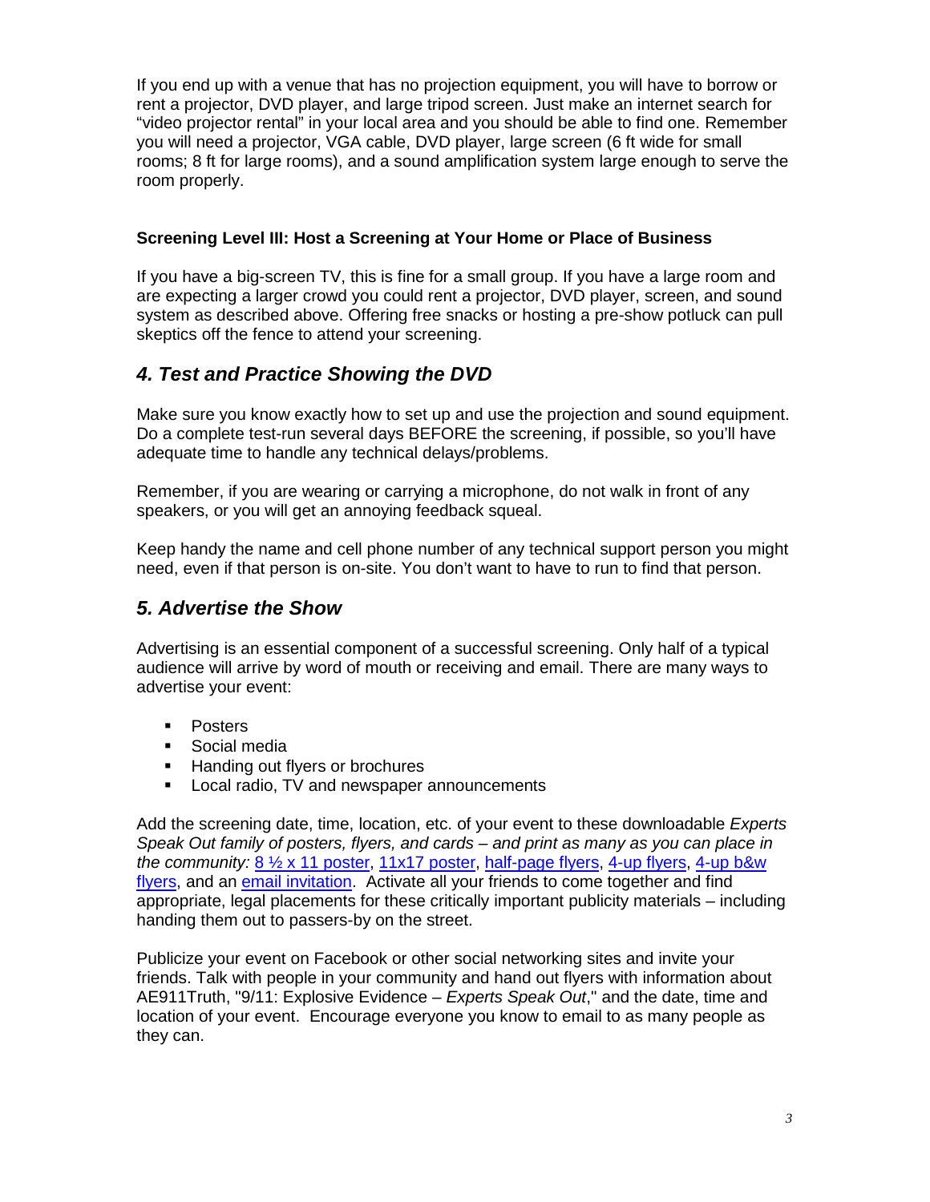If you end up with a venue that has no projection equipment, you will have to borrow or rent a projector, DVD player, and large tripod screen. Just make an internet search for "video projector rental" in your local area and you should be able to find one. Remember you will need a projector, VGA cable, DVD player, large screen (6 ft wide for small rooms; 8 ft for large rooms), and a sound amplification system large enough to serve the room properly.

**Screening Level III: Host a Screening at Your Home or Place of Business**

If you have a big-screen TV, this is fine for a small group. If you have a large room and are expecting a larger crowd you could rent a projector, DVD player, screen, and sound system as described above. Offering free snacks or hosting a pre-show potluck can pull skeptics off the fence to attend your screening.

## *4. Test and Practice Showing the DVD*

Make sure you know exactly how to set up and use the projection and sound equipment. Do a complete test-run several days BEFORE the screening, if possible, so you'll have adequate time to handle any technical delays/problems.

Remember, if you are wearing or carrying a microphone, do not walk in front of any speakers, or you will get an annoying feedback squeal.

Keep handy the name and cell phone number of any technical support person you might need, even if that person is on-site. You don't want to have to run to find that person.

## *5. Advertise the Show*

Advertising is an essential component of a successful screening. Only half of a typical audience will arrive by word of mouth or receiving and email. There are many ways to advertise your event:

- Posters
- Social media
- Handing out flyers or brochures
- Local radio, TV and newspaper announcements

Add the screening date, time, location, etc. of your event to these downloadable *Experts Speak Out family of posters, flyers, and cards – and print as many as you can place in the community:* 8 ½ x 11 poster, 11x17 poster, half-page flyers, 4-up flyers, 4-up b&w flyers, and an email invitation. Activate all your friends to come together and find appropriate, legal placements for these critically important publicity materials – including handing them out to passers-by on the street.

Publicize your event on Facebook or other social networking sites and invite your friends. Talk with people in your community and hand out flyers with information about AE911Truth, "9/11: Explosive Evidence – *Experts Speak Out*," and the date, time and location of your event. Encourage everyone you know to email to as many people as they can.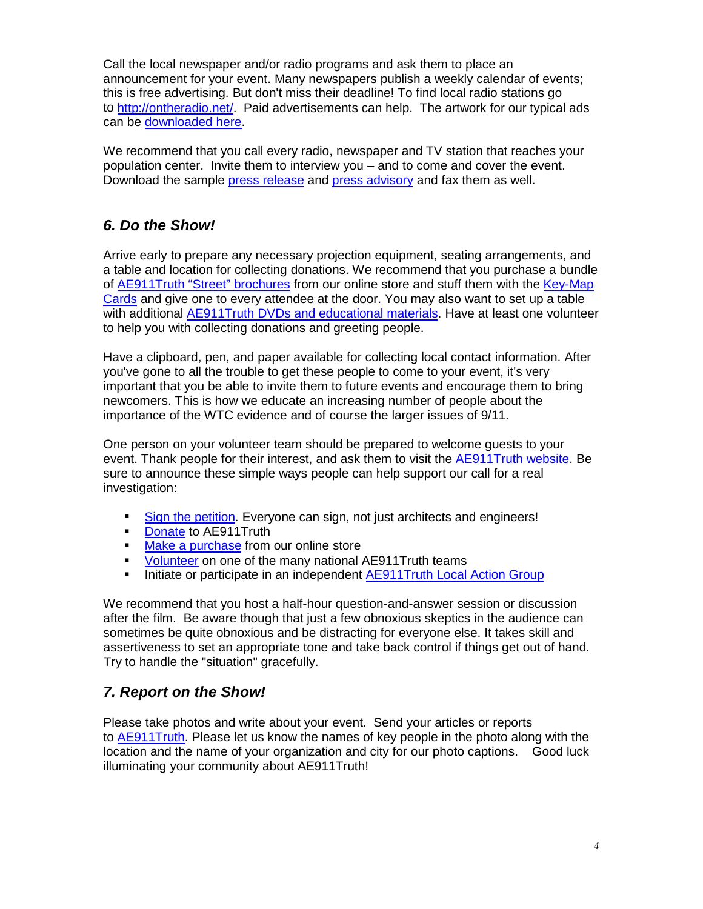Call the local newspaper and/or radio programs and ask them to place an announcement for your event. Many newspapers publish a weekly calendar of events; this is free advertising. But don't miss their deadline! To find local radio stations go to http://ontheradio.net/. Paid advertisements can help. The artwork for our typical ads can be downloaded here.

We recommend that you call every radio, newspaper and TV station that reaches your population center. Invite them to interview you – and to come and cover the event. Download the sample press release and press advisory and fax them as well.

## *6. Do the Show!*

Arrive early to prepare any necessary projection equipment, seating arrangements, and a table and location for collecting donations. We recommend that you purchase a bundle of AE911Truth "Street" brochures from our online store and stuff them with the Key-Map Cards and give one to every attendee at the door. You may also want to set up a table with additional AE911Truth DVDs and educational materials. Have at least one volunteer to help you with collecting donations and greeting people.

Have a clipboard, pen, and paper available for collecting local contact information. After you've gone to all the trouble to get these people to come to your event, it's very important that you be able to invite them to future events and encourage them to bring newcomers. This is how we educate an increasing number of people about the importance of the WTC evidence and of course the larger issues of 9/11.

One person on your volunteer team should be prepared to welcome guests to your event. Thank people for their interest, and ask them to visit the AE911Truth website. Be sure to announce these simple ways people can help support our call for a real investigation:

- Sign the petition. Everyone can sign, not just architects and engineers!
- Donate to AE911Truth
- Make a purchase from our online store
- Volunteer on one of the many national AE911Truth teams
- Initiate or participate in an independent AE911Truth Local Action Group

We recommend that you host a half-hour question-and-answer session or discussion after the film. Be aware though that just a few obnoxious skeptics in the audience can sometimes be quite obnoxious and be distracting for everyone else. It takes skill and assertiveness to set an appropriate tone and take back control if things get out of hand. Try to handle the "situation" gracefully.

## *7. Report on the Show!*

Please take photos and write about your event. Send your articles or reports to AE911Truth. Please let us know the names of key people in the photo along with the location and the name of your organization and city for our photo captions. Good luck illuminating your community about AE911Truth!